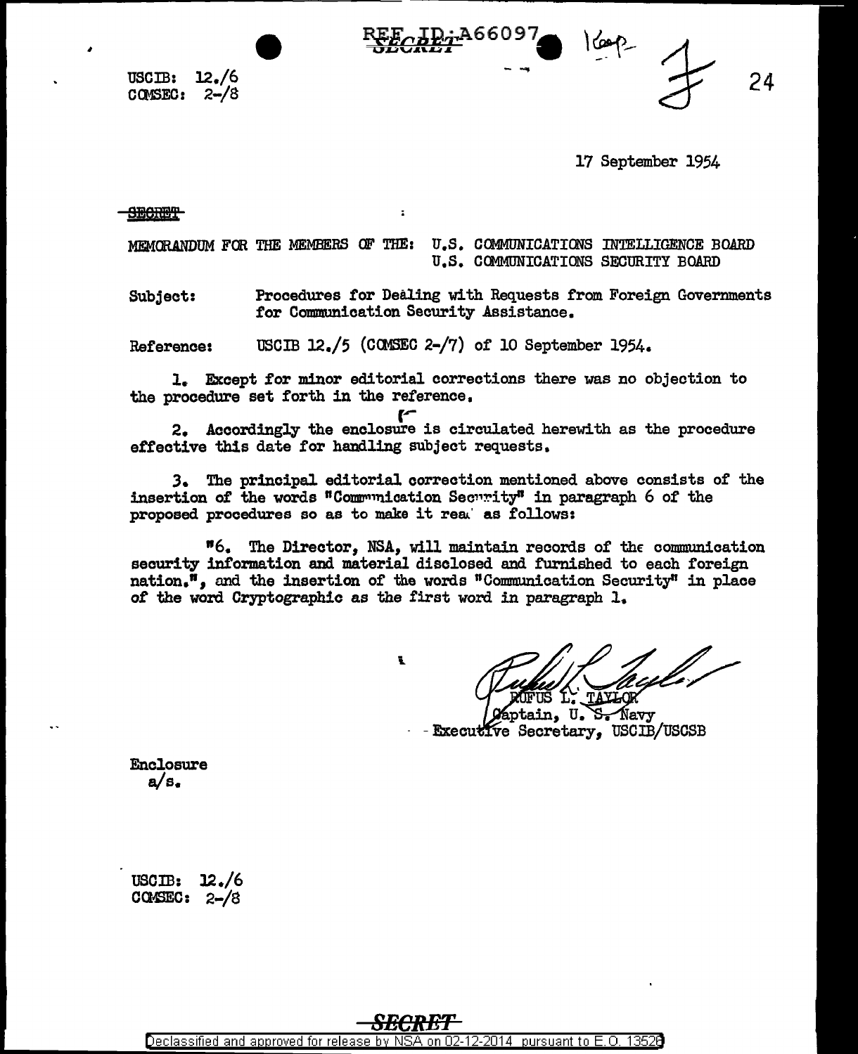REF ID:A66097
SECRET

USCIB: 12./6
COMSEC: 2-/8

17 September 1954

SECRET

MEMORANDUM FOR THE MEMBERS OF THE: U.S. COMMUNICATIONS INTELLIGENCE BOARD
U.S. COMMUNICATIONS SECURITY BOARD

Subject: Procedures for Dealing with Requests from Foreign Governments for Communication Security Assistance.

Reference: USCIB 12./5 (COMSEC 2-/7) of 10 September 1954.

1. Except for minor editorial corrections there was no objection to the procedure set forth in the reference.

2. Accordingly the enclosure is circulated herewith as the procedure effective this date for handling subject requests.

3. The principal editorial correction mentioned above consists of the insertion of the words "Communication Security" in paragraph 6 of the proposed procedures so as to make it read as follows:

"6. The Director, NSA, will maintain records of the communication security information and material disclosed and furnished to each foreign nation.", and the insertion of the words "Communication Security" in place of the word Cryptographic as the first word in paragraph 1.

RUFUS L. TAYLOR
Captain, U. S. Navy
Executive Secretary, USCIB/USCSB

Enclosure
a/s.

USCIB: 12./6
COMSEC: 2-/8

SECRET

Declassified and approved for release by NSA on 02-12-2014 pursuant to E.O. 13526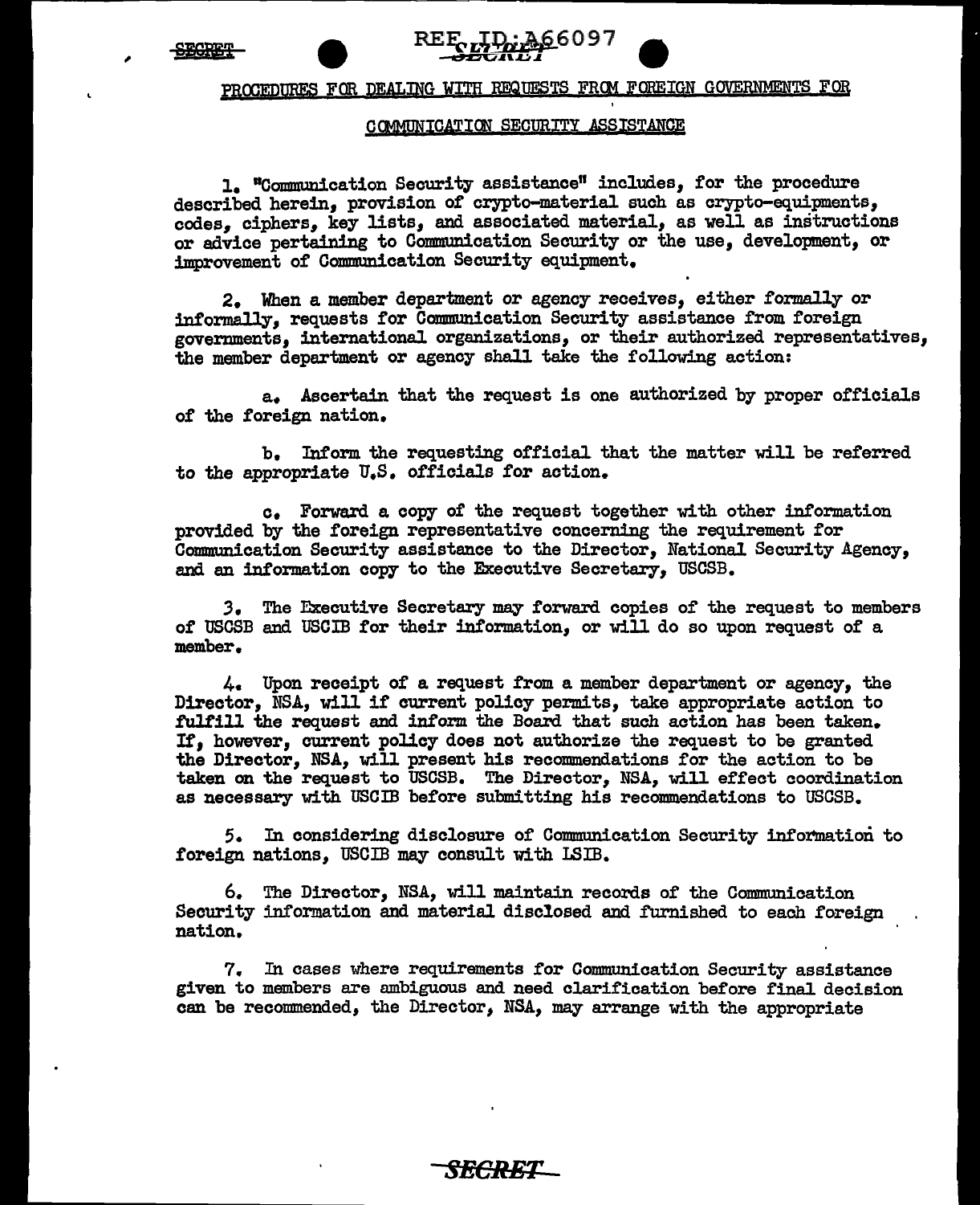PROCEDURES FOR DEALING WITH REQUESTS FROM FOREIGN GOVERNMENTS FOR

COMMUNICATION SECURITY ASSISTANCE

1. "Communication Security assistance" includes, for the procedure described herein, provision of crypto-material such as crypto-equipments, codes, ciphers, key lists, and associated material, as well as instructions or advice pertaining to Communication Security or the use, development, or improvement of Communication Security equipment.

2. When a member department or agency receives, either formally or informally, requests for Communication Security assistance from foreign governments, international organizations, or their authorized representatives, the member department or agency shall take the following action:

a. Ascertain that the request is one authorized by proper officials of the foreign nation.

b. Inform the requesting official that the matter will be referred to the appropriate U.S. officials for action.

c. Forward a copy of the request together with other information provided by the foreign representative concerning the requirement for Communication Security assistance to the Director, National Security Agency, and an information copy to the Executive Secretary, USCSB.

3. The Executive Secretary may forward copies of the request to members of USCSB and USCIB for their information, or will do so upon request of a member.

4. Upon receipt of a request from a member department or agency, the Director, NSA, will if current policy permits, take appropriate action to fulfill the request and inform the Board that such action has been taken. If, however, current policy does not authorize the request to be granted the Director, NSA, will present his recommendations for the action to be taken on the request to USCSB. The Director, NSA, will effect coordination as necessary with USCIB before submitting his recommendations to USCSB.

5. In considering disclosure of Communication Security information to foreign nations, USCIB may consult with LSIB.

6. The Director, NSA, will maintain records of the Communication Security information and material disclosed and furnished to each foreign nation.

7. In cases where requirements for Communication Security assistance given to members are ambiguous and need clarification before final decision can be recommended, the Director, NSA, may arrange with the appropriate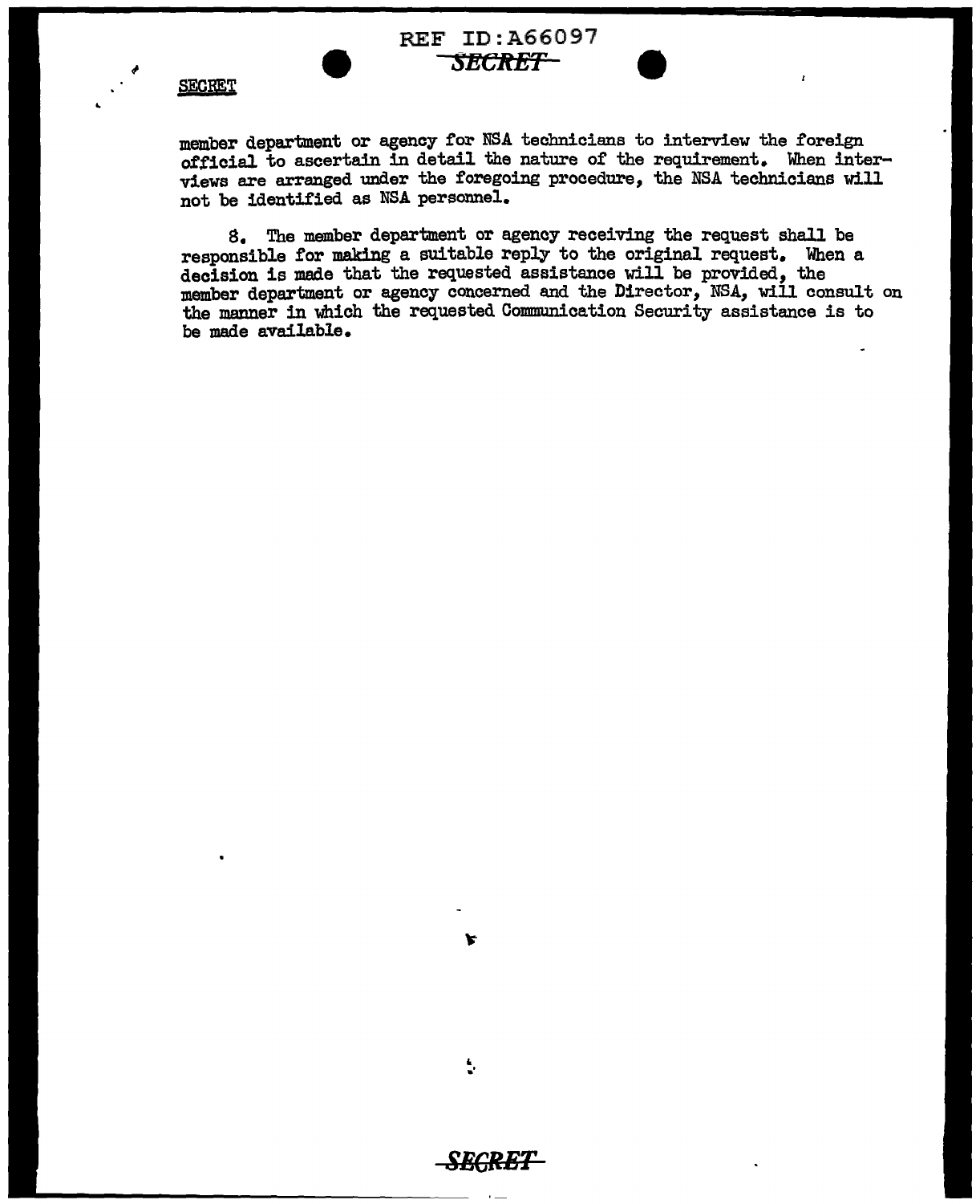member department or agency for NSA technicians to interview the foreign official to ascertain in detail the nature of the requirement. When interviews are arranged under the foregoing procedure, the NSA technicians will not be identified as NSA personnel.

8. The member department or agency receiving the request shall be responsible for making a suitable reply to the original request. When a decision is made that the requested assistance will be provided, the member department or agency concerned and the Director, NSA, will consult on the manner in which the requested Communication Security assistance is to be made available.